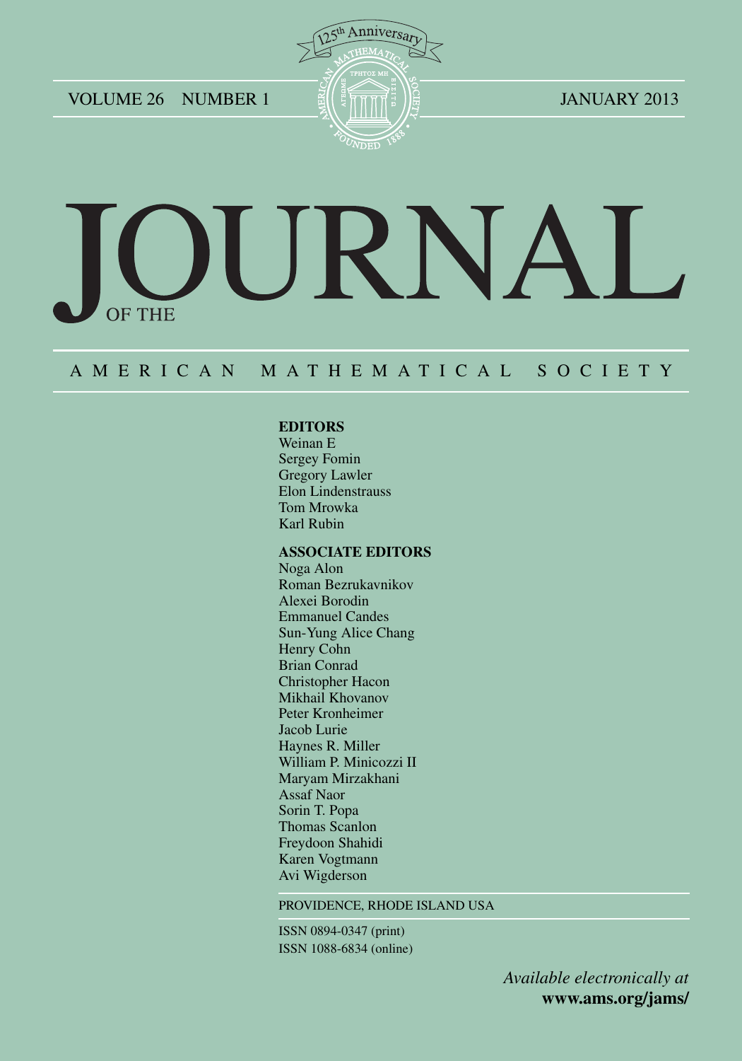VOLUME 26 NUMBER 1 — JANUARY 2013

125th Anniversary

# JOURNAL OF THE AMERICAN MATHEMATICAL SOCIETY

**EDITORS**

Weinan E
Sergey Fomin
Gregory Lawler
Elon Lindenstrauss
Tom Mrowka
Karl Rubin

**ASSOCIATE EDITORS**

Noga Alon
Roman Bezrukavnikov
Alexei Borodin
Emmanuel Candes
Sun-Yung Alice Chang
Henry Cohn
Brian Conrad
Christopher Hacon
Mikhail Khovanov
Peter Kronheimer
Jacob Lurie
Haynes R. Miller
William P. Minicozzi II
Maryam Mirzakhani
Assaf Naor
Sorin T. Popa
Thomas Scanlon
Freydoon Shahidi
Karen Vogtmann
Avi Wigderson

PROVIDENCE, RHODE ISLAND USA

ISSN 0894-0347 (print)
ISSN 1088-6834 (online)

*Available electronically at*
**www.ams.org/jams/**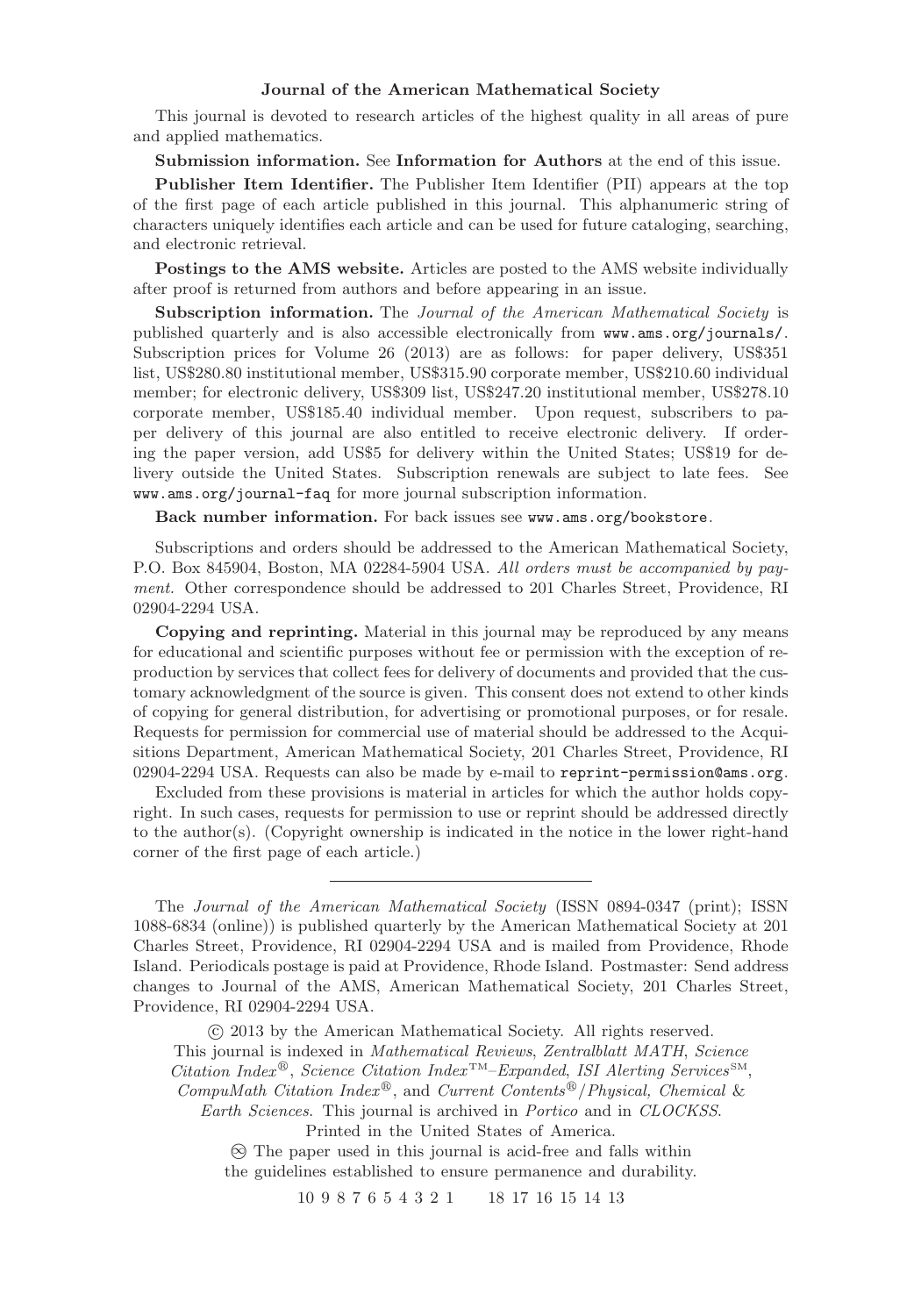## Journal of the American Mathematical Society

This journal is devoted to research articles of the highest quality in all areas of pure and applied mathematics.

**Submission information.** See **Information for Authors** at the end of this issue.

**Publisher Item Identifier.** The Publisher Item Identifier (PII) appears at the top of the first page of each article published in this journal. This alphanumeric string of characters uniquely identifies each article and can be used for future cataloging, searching, and electronic retrieval.

**Postings to the AMS website.** Articles are posted to the AMS website individually after proof is returned from authors and before appearing in an issue.

**Subscription information.** The *Journal of the American Mathematical Society* is published quarterly and is also accessible electronically from `www.ams.org/journals/`. Subscription prices for Volume 26 (2013) are as follows: for paper delivery, US$351 list, US$280.80 institutional member, US$315.90 corporate member, US$210.60 individual member; for electronic delivery, US$309 list, US$247.20 institutional member, US$278.10 corporate member, US$185.40 individual member. Upon request, subscribers to paper delivery of this journal are also entitled to receive electronic delivery. If ordering the paper version, add US$5 for delivery within the United States; US$19 for delivery outside the United States. Subscription renewals are subject to late fees. See `www.ams.org/journal-faq` for more journal subscription information.

**Back number information.** For back issues see `www.ams.org/bookstore`.

Subscriptions and orders should be addressed to the American Mathematical Society, P.O. Box 845904, Boston, MA 02284-5904 USA. *All orders must be accompanied by payment.* Other correspondence should be addressed to 201 Charles Street, Providence, RI 02904-2294 USA.

**Copying and reprinting.** Material in this journal may be reproduced by any means for educational and scientific purposes without fee or permission with the exception of reproduction by services that collect fees for delivery of documents and provided that the customary acknowledgment of the source is given. This consent does not extend to other kinds of copying for general distribution, for advertising or promotional purposes, or for resale. Requests for permission for commercial use of material should be addressed to the Acquisitions Department, American Mathematical Society, 201 Charles Street, Providence, RI 02904-2294 USA. Requests can also be made by e-mail to `reprint-permission@ams.org`.

Excluded from these provisions is material in articles for which the author holds copyright. In such cases, requests for permission to use or reprint should be addressed directly to the author(s). (Copyright ownership is indicated in the notice in the lower right-hand corner of the first page of each article.)

---

The *Journal of the American Mathematical Society* (ISSN 0894-0347 (print); ISSN 1088-6834 (online)) is published quarterly by the American Mathematical Society at 201 Charles Street, Providence, RI 02904-2294 USA and is mailed from Providence, Rhode Island. Periodicals postage is paid at Providence, Rhode Island. Postmaster: Send address changes to Journal of the AMS, American Mathematical Society, 201 Charles Street, Providence, RI 02904-2294 USA.

© 2013 by the American Mathematical Society. All rights reserved.
This journal is indexed in *Mathematical Reviews*, *Zentralblatt MATH*, *Science Citation Index*®, *Science Citation Index*™–*Expanded*, *ISI Alerting Services*℠, *CompuMath Citation Index*®, and *Current Contents*®/*Physical, Chemical & Earth Sciences*. This journal is archived in *Portico* and in *CLOCKSS*.
Printed in the United States of America.
♾ The paper used in this journal is acid-free and falls within the guidelines established to ensure permanence and durability.

10 9 8 7 6 5 4 3 2 1 18 17 16 15 14 13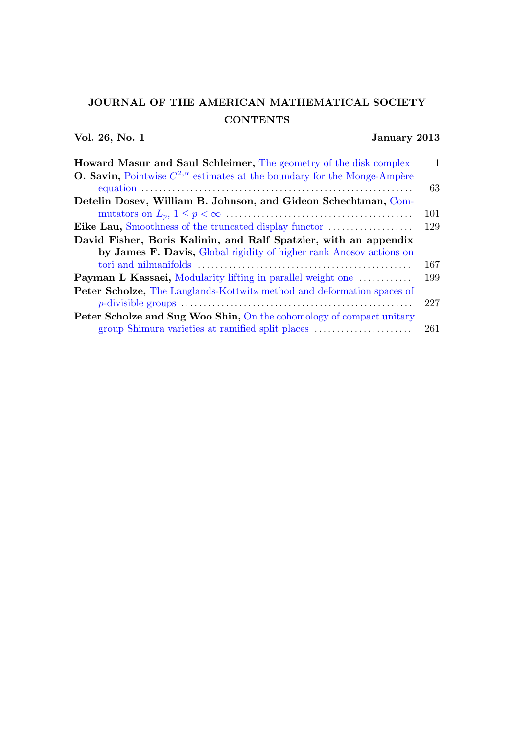# JOURNAL OF THE AMERICAN MATHEMATICAL SOCIETY

## CONTENTS

**Vol. 26, No. 1** **January 2013**

**Howard Masur and Saul Schleimer,** The geometry of the disk complex ..... 1

**O. Savin,** Pointwise $C^{2,\alpha}$ estimates at the boundary for the Monge-Ampère equation ..... 63

**Detelin Dosev, William B. Johnson, and Gideon Schechtman,** Commutators on $L_p$, $1 \leq p < \infty$ ..... 101

**Eike Lau,** Smoothness of the truncated display functor ..... 129

**David Fisher, Boris Kalinin, and Ralf Spatzier, with an appendix by James F. Davis,** Global rigidity of higher rank Anosov actions on tori and nilmanifolds ..... 167

**Payman L Kassaei,** Modularity lifting in parallel weight one ..... 199

**Peter Scholze,** The Langlands-Kottwitz method and deformation spaces of $p$-divisible groups ..... 227

**Peter Scholze and Sug Woo Shin,** On the cohomology of compact unitary group Shimura varieties at ramified split places ..... 261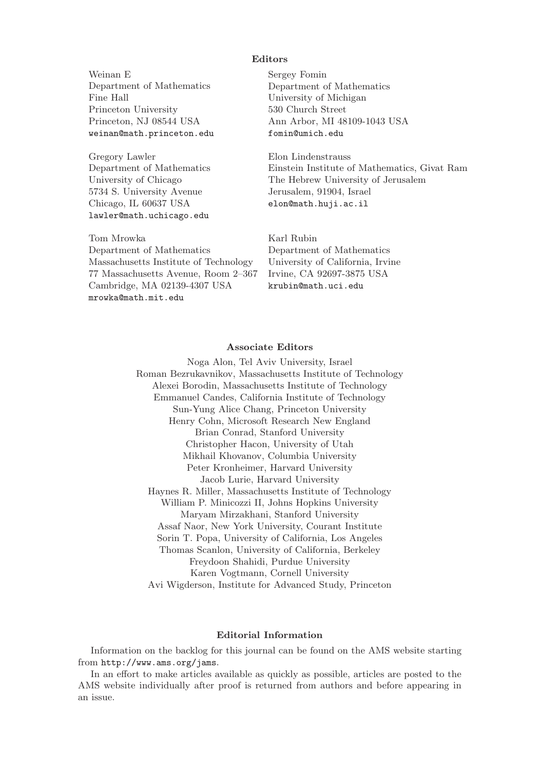## Editors

Weinan E
Department of Mathematics
Fine Hall
Princeton University
Princeton, NJ 08544 USA
weinan@math.princeton.edu

Sergey Fomin
Department of Mathematics
University of Michigan
530 Church Street
Ann Arbor, MI 48109-1043 USA
fomin@umich.edu

Gregory Lawler
Department of Mathematics
University of Chicago
5734 S. University Avenue
Chicago, IL 60637 USA
lawler@math.uchicago.edu

Elon Lindenstrauss
Einstein Institute of Mathematics, Givat Ram
The Hebrew University of Jerusalem
Jerusalem, 91904, Israel
elon@math.huji.ac.il

Tom Mrowka
Department of Mathematics
Massachusetts Institute of Technology
77 Massachusetts Avenue, Room 2–367
Cambridge, MA 02139-4307 USA
mrowka@math.mit.edu

Karl Rubin
Department of Mathematics
University of California, Irvine
Irvine, CA 92697-3875 USA
krubin@math.uci.edu

## Associate Editors

Noga Alon, Tel Aviv University, Israel
Roman Bezrukavnikov, Massachusetts Institute of Technology
Alexei Borodin, Massachusetts Institute of Technology
Emmanuel Candes, California Institute of Technology
Sun-Yung Alice Chang, Princeton University
Henry Cohn, Microsoft Research New England
Brian Conrad, Stanford University
Christopher Hacon, University of Utah
Mikhail Khovanov, Columbia University
Peter Kronheimer, Harvard University
Jacob Lurie, Harvard University
Haynes R. Miller, Massachusetts Institute of Technology
William P. Minicozzi II, Johns Hopkins University
Maryam Mirzakhani, Stanford University
Assaf Naor, New York University, Courant Institute
Sorin T. Popa, University of California, Los Angeles
Thomas Scanlon, University of California, Berkeley
Freydoon Shahidi, Purdue University
Karen Vogtmann, Cornell University
Avi Wigderson, Institute for Advanced Study, Princeton

## Editorial Information

Information on the backlog for this journal can be found on the AMS website starting from http://www.ams.org/jams.

In an effort to make articles available as quickly as possible, articles are posted to the AMS website individually after proof is returned from authors and before appearing in an issue.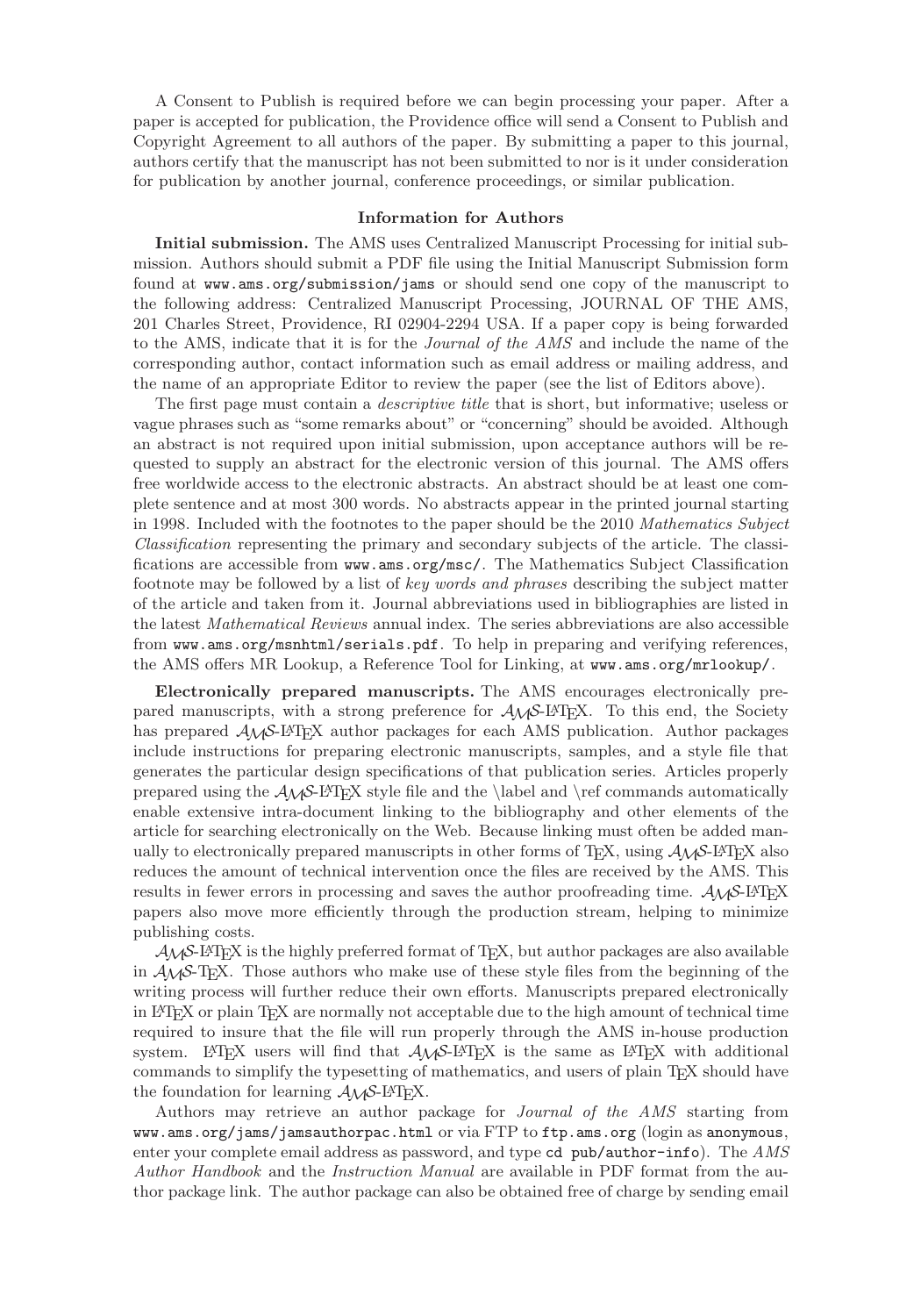A Consent to Publish is required before we can begin processing your paper. After a paper is accepted for publication, the Providence office will send a Consent to Publish and Copyright Agreement to all authors of the paper. By submitting a paper to this journal, authors certify that the manuscript has not been submitted to nor is it under consideration for publication by another journal, conference proceedings, or similar publication.

### Information for Authors

**Initial submission.** The AMS uses Centralized Manuscript Processing for initial submission. Authors should submit a PDF file using the Initial Manuscript Submission form found at `www.ams.org/submission/jams` or should send one copy of the manuscript to the following address: Centralized Manuscript Processing, JOURNAL OF THE AMS, 201 Charles Street, Providence, RI 02904-2294 USA. If a paper copy is being forwarded to the AMS, indicate that it is for the *Journal of the AMS* and include the name of the corresponding author, contact information such as email address or mailing address, and the name of an appropriate Editor to review the paper (see the list of Editors above).

The first page must contain a *descriptive title* that is short, but informative; useless or vague phrases such as "some remarks about" or "concerning" should be avoided. Although an abstract is not required upon initial submission, upon acceptance authors will be requested to supply an abstract for the electronic version of this journal. The AMS offers free worldwide access to the electronic abstracts. An abstract should be at least one complete sentence and at most 300 words. No abstracts appear in the printed journal starting in 1998. Included with the footnotes to the paper should be the 2010 *Mathematics Subject Classification* representing the primary and secondary subjects of the article. The classifications are accessible from `www.ams.org/msc/`. The Mathematics Subject Classification footnote may be followed by a list of *key words and phrases* describing the subject matter of the article and taken from it. Journal abbreviations used in bibliographies are listed in the latest *Mathematical Reviews* annual index. The series abbreviations are also accessible from `www.ams.org/msnhtml/serials.pdf`. To help in preparing and verifying references, the AMS offers MR Lookup, a Reference Tool for Linking, at `www.ams.org/mrlookup/`.

**Electronically prepared manuscripts.** The AMS encourages electronically prepared manuscripts, with a strong preference for AMS-LaTeX. To this end, the Society has prepared AMS-LaTeX author packages for each AMS publication. Author packages include instructions for preparing electronic manuscripts, samples, and a style file that generates the particular design specifications of that publication series. Articles properly prepared using the AMS-LaTeX style file and the \label and \ref commands automatically enable extensive intra-document linking to the bibliography and other elements of the article for searching electronically on the Web. Because linking must often be added manually to electronically prepared manuscripts in other forms of TeX, using AMS-LaTeX also reduces the amount of technical intervention once the files are received by the AMS. This results in fewer errors in processing and saves the author proofreading time. AMS-LaTeX papers also move more efficiently through the production stream, helping to minimize publishing costs.

AMS-LaTeX is the highly preferred format of TeX, but author packages are also available in AMS-TeX. Those authors who make use of these style files from the beginning of the writing process will further reduce their own efforts. Manuscripts prepared electronically in LaTeX or plain TeX are normally not acceptable due to the high amount of technical time required to insure that the file will run properly through the AMS in-house production system. LaTeX users will find that AMS-LaTeX is the same as LaTeX with additional commands to simplify the typesetting of mathematics, and users of plain TeX should have the foundation for learning AMS-LaTeX.

Authors may retrieve an author package for *Journal of the AMS* starting from `www.ams.org/jams/jamsauthorpac.html` or via FTP to `ftp.ams.org` (login as `anonymous`, enter your complete email address as password, and type `cd pub/author-info`). The *AMS Author Handbook* and the *Instruction Manual* are available in PDF format from the author package link. The author package can also be obtained free of charge by sending email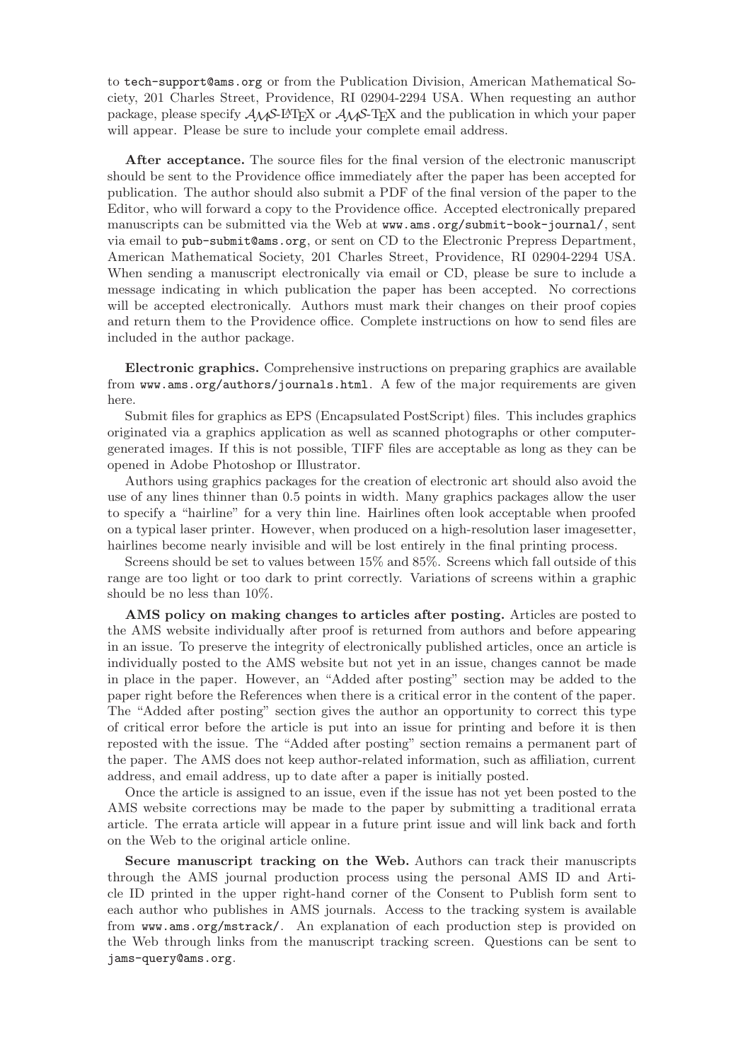to tech-support@ams.org or from the Publication Division, American Mathematical Society, 201 Charles Street, Providence, RI 02904-2294 USA. When requesting an author package, please specify $\mathcal{A}_{\mathcal{M}}\mathcal{S}$-LaTeX or $\mathcal{A}_{\mathcal{M}}\mathcal{S}$-TeX and the publication in which your paper will appear. Please be sure to include your complete email address.

**After acceptance.** The source files for the final version of the electronic manuscript should be sent to the Providence office immediately after the paper has been accepted for publication. The author should also submit a PDF of the final version of the paper to the Editor, who will forward a copy to the Providence office. Accepted electronically prepared manuscripts can be submitted via the Web at www.ams.org/submit-book-journal/, sent via email to pub-submit@ams.org, or sent on CD to the Electronic Prepress Department, American Mathematical Society, 201 Charles Street, Providence, RI 02904-2294 USA. When sending a manuscript electronically via email or CD, please be sure to include a message indicating in which publication the paper has been accepted. No corrections will be accepted electronically. Authors must mark their changes on their proof copies and return them to the Providence office. Complete instructions on how to send files are included in the author package.

**Electronic graphics.** Comprehensive instructions on preparing graphics are available from www.ams.org/authors/journals.html. A few of the major requirements are given here.

Submit files for graphics as EPS (Encapsulated PostScript) files. This includes graphics originated via a graphics application as well as scanned photographs or other computer-generated images. If this is not possible, TIFF files are acceptable as long as they can be opened in Adobe Photoshop or Illustrator.

Authors using graphics packages for the creation of electronic art should also avoid the use of any lines thinner than 0.5 points in width. Many graphics packages allow the user to specify a "hairline" for a very thin line. Hairlines often look acceptable when proofed on a typical laser printer. However, when produced on a high-resolution laser imagesetter, hairlines become nearly invisible and will be lost entirely in the final printing process.

Screens should be set to values between 15% and 85%. Screens which fall outside of this range are too light or too dark to print correctly. Variations of screens within a graphic should be no less than 10%.

**AMS policy on making changes to articles after posting.** Articles are posted to the AMS website individually after proof is returned from authors and before appearing in an issue. To preserve the integrity of electronically published articles, once an article is individually posted to the AMS website but not yet in an issue, changes cannot be made in place in the paper. However, an "Added after posting" section may be added to the paper right before the References when there is a critical error in the content of the paper. The "Added after posting" section gives the author an opportunity to correct this type of critical error before the article is put into an issue for printing and before it is then reposted with the issue. The "Added after posting" section remains a permanent part of the paper. The AMS does not keep author-related information, such as affiliation, current address, and email address, up to date after a paper is initially posted.

Once the article is assigned to an issue, even if the issue has not yet been posted to the AMS website corrections may be made to the paper by submitting a traditional errata article. The errata article will appear in a future print issue and will link back and forth on the Web to the original article online.

**Secure manuscript tracking on the Web.** Authors can track their manuscripts through the AMS journal production process using the personal AMS ID and Article ID printed in the upper right-hand corner of the Consent to Publish form sent to each author who publishes in AMS journals. Access to the tracking system is available from www.ams.org/mstrack/. An explanation of each production step is provided on the Web through links from the manuscript tracking screen. Questions can be sent to jams-query@ams.org.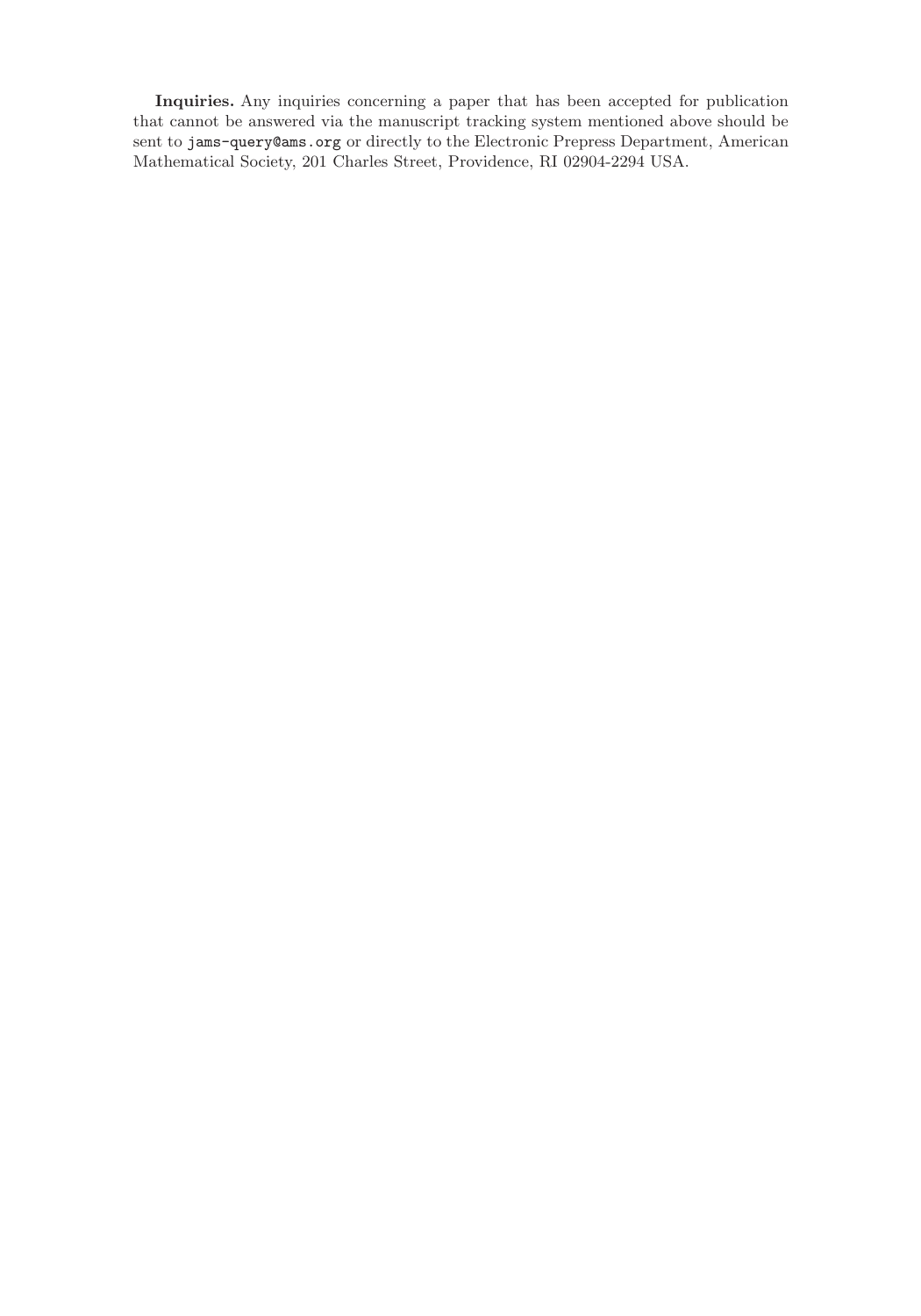**Inquiries.** Any inquiries concerning a paper that has been accepted for publication that cannot be answered via the manuscript tracking system mentioned above should be sent to `jams-query@ams.org` or directly to the Electronic Prepress Department, American Mathematical Society, 201 Charles Street, Providence, RI 02904-2294 USA.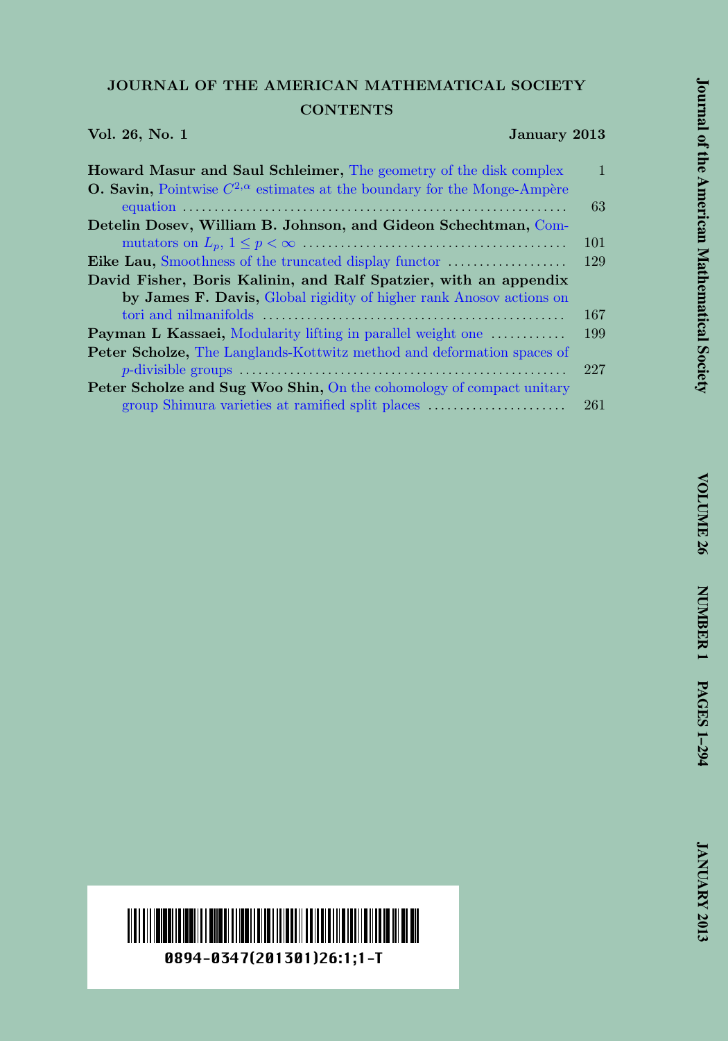# JOURNAL OF THE AMERICAN MATHEMATICAL SOCIETY

## CONTENTS

**Vol. 26, No. 1** **January 2013**

**Howard Masur and Saul Schleimer,** The geometry of the disk complex . . . 1

**O. Savin,** Pointwise $C^{2,\alpha}$ estimates at the boundary for the Monge-Ampère equation . . . 63

**Detelin Dosev, William B. Johnson, and Gideon Schechtman,** Commutators on $L_p$, $1 \leq p < \infty$ . . . 101

**Eike Lau,** Smoothness of the truncated display functor . . . 129

**David Fisher, Boris Kalinin, and Ralf Spatzier, with an appendix by James F. Davis,** Global rigidity of higher rank Anosov actions on tori and nilmanifolds . . . 167

**Payman L Kassaei,** Modularity lifting in parallel weight one . . . 199

**Peter Scholze,** The Langlands-Kottwitz method and deformation spaces of $p$-divisible groups . . . 227

**Peter Scholze and Sug Woo Shin,** On the cohomology of compact unitary group Shimura varieties at ramified split places . . . 261

0894-0347(201301)26:1;1-T

Journal of the American Mathematical Society VOLUME 26 NUMBER 1 PAGES 1–294 JANUARY 2013